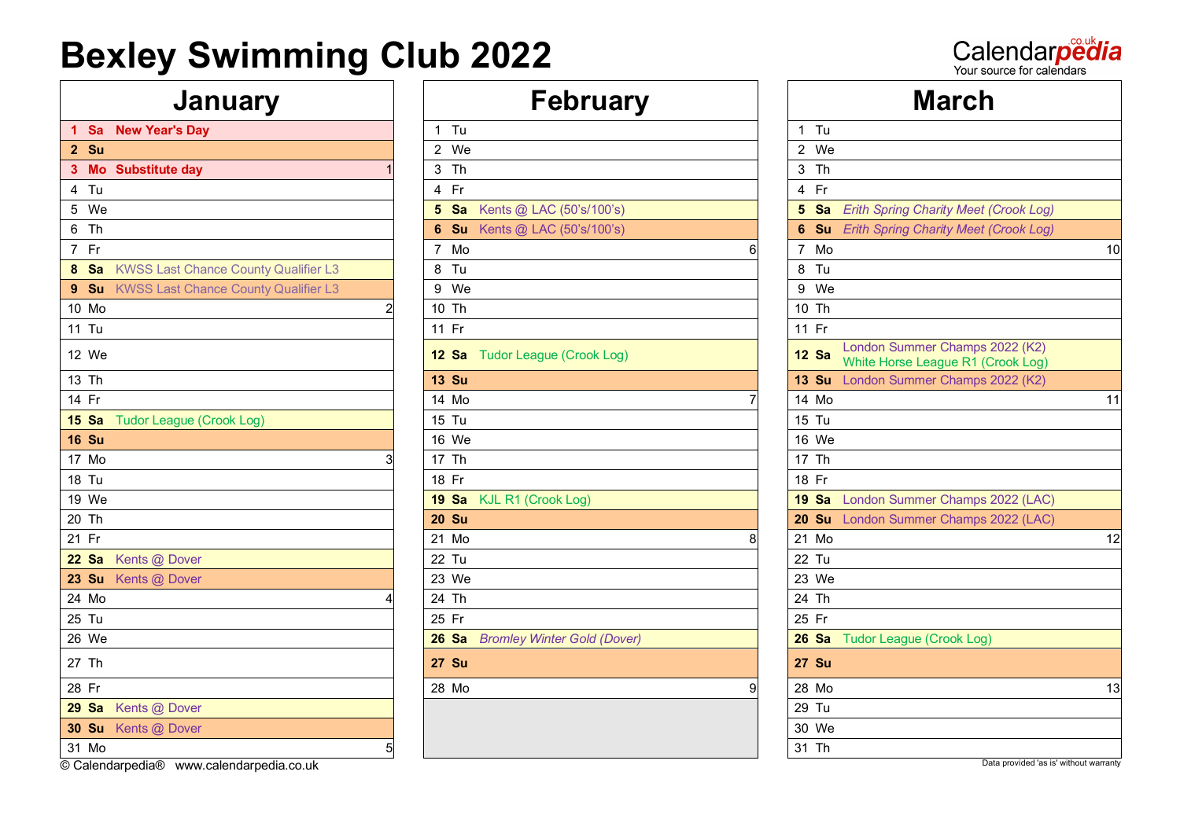# Bexley Swimming Club 2022

## January

| Day | Event | Week |
|---|---|---|
| **1 Sa** | **New Year's Day** | |
| **2 Su** | | |
| **3 Mo** | **Substitute day** | 1 |
| 4 Tu | | |
| 5 We | | |
| 6 Th | | |
| 7 Fr | | |
| **8 Sa** | KWSS Last Chance County Qualifier L3 | |
| **9 Su** | KWSS Last Chance County Qualifier L3 | |
| 10 Mo | | 2 |
| 11 Tu | | |
| 12 We | | |
| 13 Th | | |
| 14 Fr | | |
| **15 Sa** | Tudor League (Crook Log) | |
| **16 Su** | | |
| 17 Mo | | 3 |
| 18 Tu | | |
| 19 We | | |
| 20 Th | | |
| 21 Fr | | |
| **22 Sa** | Kents @ Dover | |
| **23 Su** | Kents @ Dover | |
| 24 Mo | | 4 |
| 25 Tu | | |
| 26 We | | |
| 27 Th | | |
| 28 Fr | | |
| **29 Sa** | Kents @ Dover | |
| **30 Su** | Kents @ Dover | |
| 31 Mo | | 5 |

## February

| Day | Event | Week |
|---|---|---|
| 1 Tu | | |
| 2 We | | |
| 3 Th | | |
| 4 Fr | | |
| **5 Sa** | Kents @ LAC (50's/100's) | |
| **6 Su** | Kents @ LAC (50's/100's) | |
| 7 Mo | | 6 |
| 8 Tu | | |
| 9 We | | |
| 10 Th | | |
| 11 Fr | | |
| **12 Sa** | Tudor League (Crook Log) | |
| **13 Su** | | |
| 14 Mo | | 7 |
| 15 Tu | | |
| 16 We | | |
| 17 Th | | |
| 18 Fr | | |
| **19 Sa** | KJL R1 (Crook Log) | |
| **20 Su** | | |
| 21 Mo | | 8 |
| 22 Tu | | |
| 23 We | | |
| 24 Th | | |
| 25 Fr | | |
| **26 Sa** | *Bromley Winter Gold (Dover)* | |
| **27 Su** | | |
| 28 Mo | | 9 |

## March

| Day | Event | Week |
|---|---|---|
| 1 Tu | | |
| 2 We | | |
| 3 Th | | |
| 4 Fr | | |
| **5 Sa** | *Erith Spring Charity Meet (Crook Log)* | |
| **6 Su** | *Erith Spring Charity Meet (Crook Log)* | |
| 7 Mo | | 10 |
| 8 Tu | | |
| 9 We | | |
| 10 Th | | |
| 11 Fr | | |
| **12 Sa** | London Summer Champs 2022 (K2)<br>White Horse League R1 (Crook Log) | |
| **13 Su** | London Summer Champs 2022 (K2) | |
| 14 Mo | | 11 |
| 15 Tu | | |
| 16 We | | |
| 17 Th | | |
| 18 Fr | | |
| **19 Sa** | London Summer Champs 2022 (LAC) | |
| **20 Su** | London Summer Champs 2022 (LAC) | |
| 21 Mo | | 12 |
| 22 Tu | | |
| 23 We | | |
| 24 Th | | |
| 25 Fr | | |
| **26 Sa** | Tudor League (Crook Log) | |
| **27 Su** | | |
| 28 Mo | | 13 |
| 29 Tu | | |
| 30 We | | |
| 31 Th | | |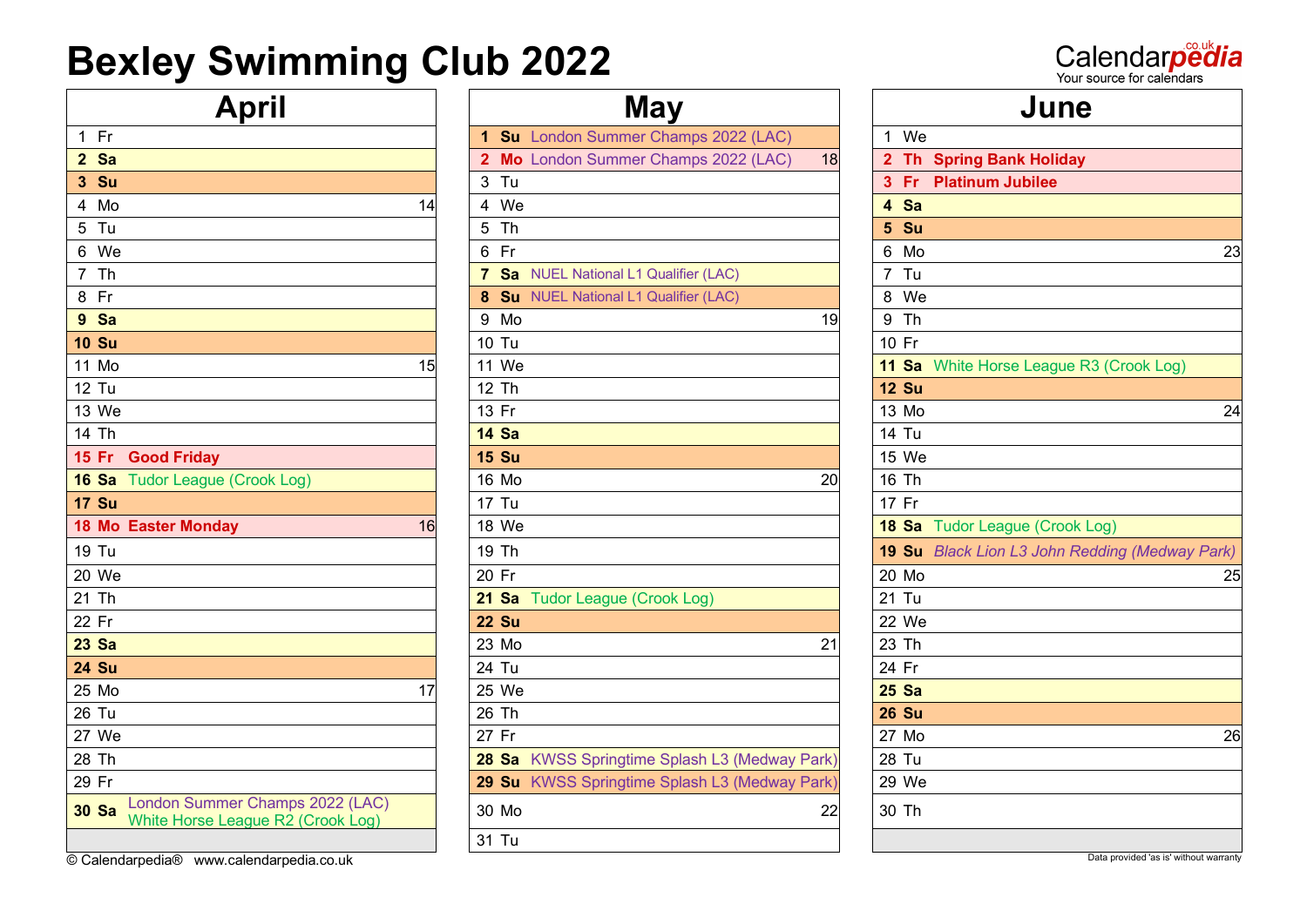# Bexley Swimming Club 2022

## April

| Day | | Event | Week |
|---|---|---|---|
| 1 | Fr | | |
| **2** | **Sa** | | |
| **3** | **Su** | | |
| 4 | Mo | | 14 |
| 5 | Tu | | |
| 6 | We | | |
| 7 | Th | | |
| 8 | Fr | | |
| **9** | **Sa** | | |
| **10** | **Su** | | |
| 11 | Mo | | 15 |
| 12 | Tu | | |
| 13 | We | | |
| 14 | Th | | |
| **15** | **Fr** | **Good Friday** | |
| **16** | **Sa** | Tudor League (Crook Log) | |
| **17** | **Su** | | |
| **18** | **Mo** | **Easter Monday** | 16 |
| 19 | Tu | | |
| 20 | We | | |
| 21 | Th | | |
| 22 | Fr | | |
| **23** | **Sa** | | |
| **24** | **Su** | | |
| 25 | Mo | | 17 |
| 26 | Tu | | |
| 27 | We | | |
| 28 | Th | | |
| 29 | Fr | | |
| **30** | **Sa** | London Summer Champs 2022 (LAC); White Horse League R2 (Crook Log) | |

## May

| Day | | Event | Week |
|---|---|---|---|
| **1** | **Su** | London Summer Champs 2022 (LAC) | |
| **2** | **Mo** | London Summer Champs 2022 (LAC) | 18 |
| 3 | Tu | | |
| 4 | We | | |
| 5 | Th | | |
| 6 | Fr | | |
| **7** | **Sa** | NUEL National L1 Qualifier (LAC) | |
| **8** | **Su** | NUEL National L1 Qualifier (LAC) | |
| 9 | Mo | | 19 |
| 10 | Tu | | |
| 11 | We | | |
| 12 | Th | | |
| 13 | Fr | | |
| **14** | **Sa** | | |
| **15** | **Su** | | |
| 16 | Mo | | 20 |
| 17 | Tu | | |
| 18 | We | | |
| 19 | Th | | |
| 20 | Fr | | |
| **21** | **Sa** | Tudor League (Crook Log) | |
| **22** | **Su** | | |
| 23 | Mo | | 21 |
| 24 | Tu | | |
| 25 | We | | |
| 26 | Th | | |
| 27 | Fr | | |
| **28** | **Sa** | KWSS Springtime Splash L3 (Medway Park) | |
| **29** | **Su** | KWSS Springtime Splash L3 (Medway Park) | |
| 30 | Mo | | 22 |
| 31 | Tu | | |

## June

| Day | | Event | Week |
|---|---|---|---|
| 1 | We | | |
| **2** | **Th** | **Spring Bank Holiday** | |
| **3** | **Fr** | **Platinum Jubilee** | |
| **4** | **Sa** | | |
| **5** | **Su** | | |
| 6 | Mo | | 23 |
| 7 | Tu | | |
| 8 | We | | |
| 9 | Th | | |
| 10 | Fr | | |
| **11** | **Sa** | White Horse League R3 (Crook Log) | |
| **12** | **Su** | | |
| 13 | Mo | | 24 |
| 14 | Tu | | |
| 15 | We | | |
| 16 | Th | | |
| 17 | Fr | | |
| **18** | **Sa** | Tudor League (Crook Log) | |
| **19** | **Su** | *Black Lion L3 John Redding (Medway Park)* | |
| 20 | Mo | | 25 |
| 21 | Tu | | |
| 22 | We | | |
| 23 | Th | | |
| 24 | Fr | | |
| **25** | **Sa** | | |
| **26** | **Su** | | |
| 27 | Mo | | 26 |
| 28 | Tu | | |
| 29 | We | | |
| 30 | Th | | |

© Calendarpedia® www.calendarpedia.co.uk

Data provided 'as is' without warranty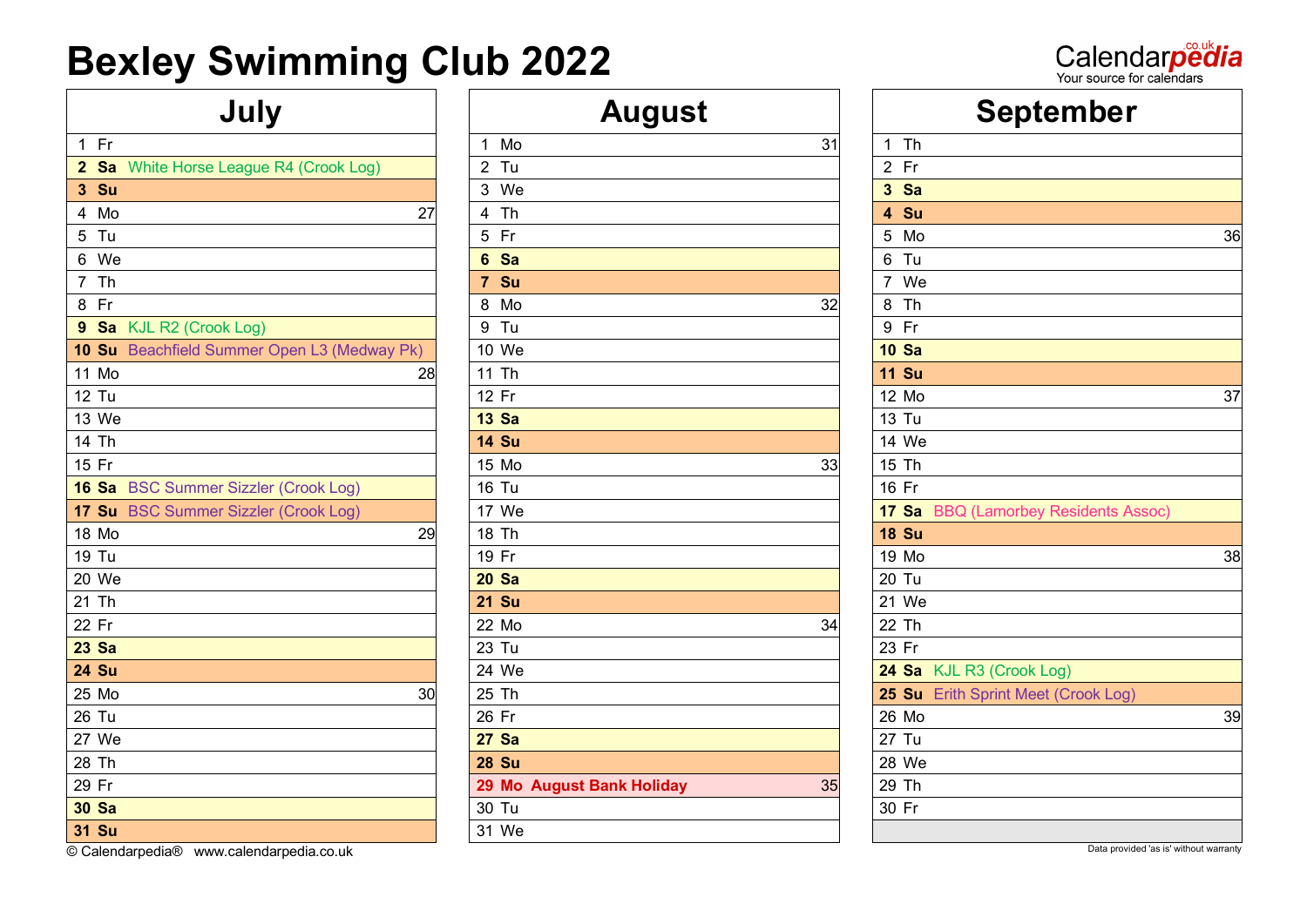# Bexley Swimming Club 2022

## July

| Day | | Event | Week |
|---|---|---|---|
| 1 | Fr | | |
| **2** | **Sa** | White Horse League R4 (Crook Log) | |
| **3** | **Su** | | |
| 4 | Mo | | 27 |
| 5 | Tu | | |
| 6 | We | | |
| 7 | Th | | |
| 8 | Fr | | |
| **9** | **Sa** | KJL R2 (Crook Log) | |
| **10** | **Su** | Beachfield Summer Open L3 (Medway Pk) | |
| 11 | Mo | | 28 |
| 12 | Tu | | |
| 13 | We | | |
| 14 | Th | | |
| 15 | Fr | | |
| **16** | **Sa** | BSC Summer Sizzler (Crook Log) | |
| **17** | **Su** | BSC Summer Sizzler (Crook Log) | |
| 18 | Mo | | 29 |
| 19 | Tu | | |
| 20 | We | | |
| 21 | Th | | |
| 22 | Fr | | |
| **23** | **Sa** | | |
| **24** | **Su** | | |
| 25 | Mo | | 30 |
| 26 | Tu | | |
| 27 | We | | |
| 28 | Th | | |
| 29 | Fr | | |
| **30** | **Sa** | | |
| **31** | **Su** | | |

## August

| Day | | Event | Week |
|---|---|---|---|
| 1 | Mo | | 31 |
| 2 | Tu | | |
| 3 | We | | |
| 4 | Th | | |
| 5 | Fr | | |
| **6** | **Sa** | | |
| **7** | **Su** | | |
| 8 | Mo | | 32 |
| 9 | Tu | | |
| 10 | We | | |
| 11 | Th | | |
| 12 | Fr | | |
| **13** | **Sa** | | |
| **14** | **Su** | | |
| 15 | Mo | | 33 |
| 16 | Tu | | |
| 17 | We | | |
| 18 | Th | | |
| 19 | Fr | | |
| **20** | **Sa** | | |
| **21** | **Su** | | |
| 22 | Mo | | 34 |
| 23 | Tu | | |
| 24 | We | | |
| 25 | Th | | |
| 26 | Fr | | |
| **27** | **Sa** | | |
| **28** | **Su** | | |
| **29** | **Mo** | **August Bank Holiday** | 35 |
| 30 | Tu | | |
| 31 | We | | |

## September

| Day | | Event | Week |
|---|---|---|---|
| 1 | Th | | |
| 2 | Fr | | |
| **3** | **Sa** | | |
| **4** | **Su** | | |
| 5 | Mo | | 36 |
| 6 | Tu | | |
| 7 | We | | |
| 8 | Th | | |
| 9 | Fr | | |
| **10** | **Sa** | | |
| **11** | **Su** | | |
| 12 | Mo | | 37 |
| 13 | Tu | | |
| 14 | We | | |
| 15 | Th | | |
| 16 | Fr | | |
| **17** | **Sa** | BBQ (Lamorbey Residents Assoc) | |
| **18** | **Su** | | |
| 19 | Mo | | 38 |
| 20 | Tu | | |
| 21 | We | | |
| 22 | Th | | |
| 23 | Fr | | |
| **24** | **Sa** | KJL R3 (Crook Log) | |
| **25** | **Su** | Erith Sprint Meet (Crook Log) | |
| 26 | Mo | | 39 |
| 27 | Tu | | |
| 28 | We | | |
| 29 | Th | | |
| 30 | Fr | | |

© Calendarpedia® www.calendarpedia.co.uk

Data provided 'as is' without warranty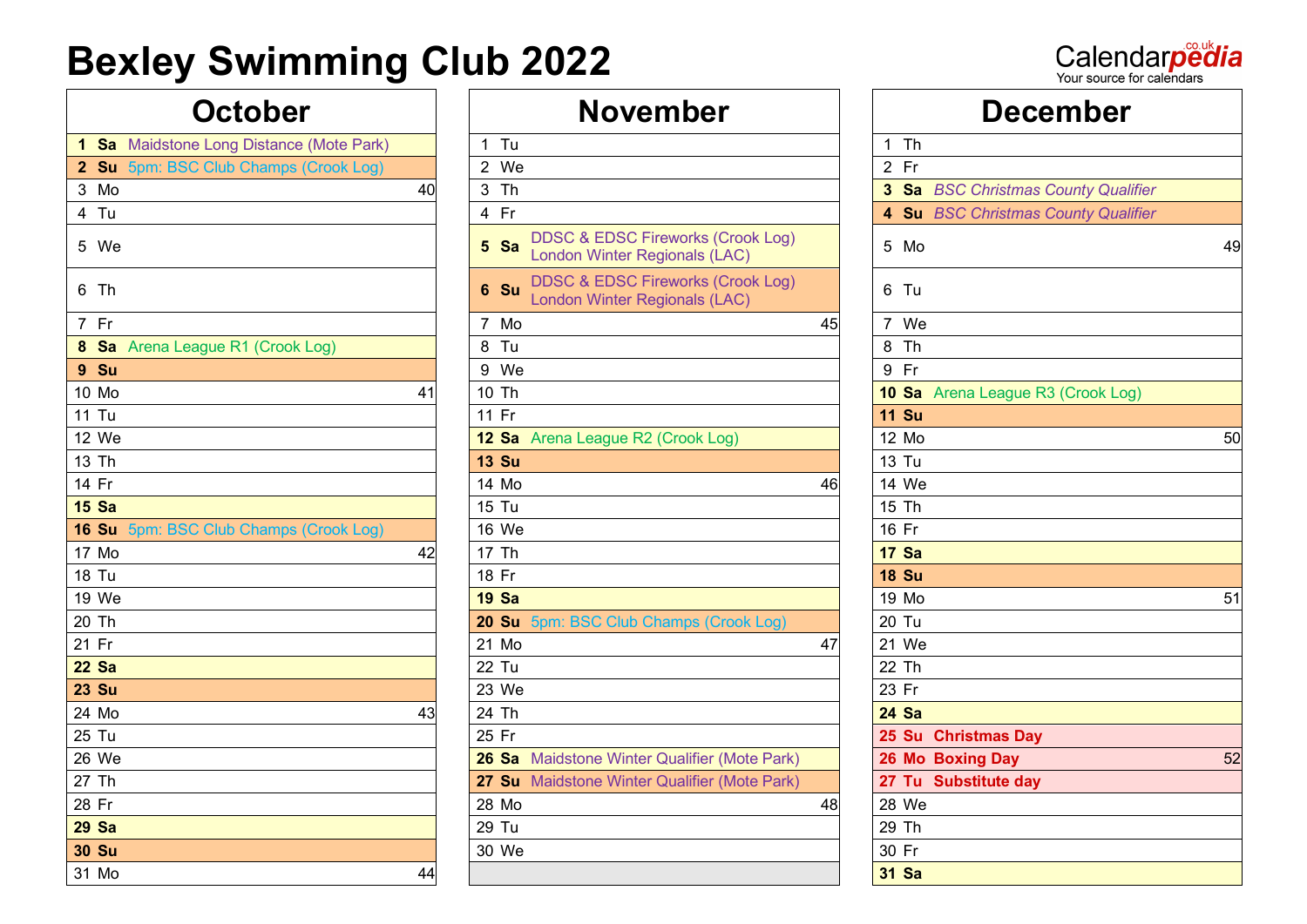# Bexley Swimming Club 2022

## October

| Day | | Event | Week |
|---|---|---|---|
| **1** | **Sa** | Maidstone Long Distance (Mote Park) | |
| **2** | **Su** | 5pm: BSC Club Champs (Crook Log) | |
| 3 | Mo | | 40 |
| 4 | Tu | | |
| 5 | We | | |
| 6 | Th | | |
| 7 | Fr | | |
| **8** | **Sa** | Arena League R1 (Crook Log) | |
| **9** | **Su** | | |
| 10 | Mo | | 41 |
| 11 | Tu | | |
| 12 | We | | |
| 13 | Th | | |
| 14 | Fr | | |
| **15** | **Sa** | | |
| **16** | **Su** | 5pm: BSC Club Champs (Crook Log) | |
| 17 | Mo | | 42 |
| 18 | Tu | | |
| 19 | We | | |
| 20 | Th | | |
| 21 | Fr | | |
| **22** | **Sa** | | |
| **23** | **Su** | | |
| 24 | Mo | | 43 |
| 25 | Tu | | |
| 26 | We | | |
| 27 | Th | | |
| 28 | Fr | | |
| **29** | **Sa** | | |
| **30** | **Su** | | |
| 31 | Mo | | 44 |

## November

| Day | | Event | Week |
|---|---|---|---|
| 1 | Tu | | |
| 2 | We | | |
| 3 | Th | | |
| 4 | Fr | | |
| **5** | **Sa** | DDSC & EDSC Fireworks (Crook Log)<br>London Winter Regionals (LAC) | |
| **6** | **Su** | DDSC & EDSC Fireworks (Crook Log)<br>London Winter Regionals (LAC) | |
| 7 | Mo | | 45 |
| 8 | Tu | | |
| 9 | We | | |
| 10 | Th | | |
| 11 | Fr | | |
| **12** | **Sa** | Arena League R2 (Crook Log) | |
| **13** | **Su** | | |
| 14 | Mo | | 46 |
| 15 | Tu | | |
| 16 | We | | |
| 17 | Th | | |
| 18 | Fr | | |
| **19** | **Sa** | | |
| **20** | **Su** | 5pm: BSC Club Champs (Crook Log) | |
| 21 | Mo | | 47 |
| 22 | Tu | | |
| 23 | We | | |
| 24 | Th | | |
| 25 | Fr | | |
| **26** | **Sa** | Maidstone Winter Qualifier (Mote Park) | |
| **27** | **Su** | Maidstone Winter Qualifier (Mote Park) | |
| 28 | Mo | | 48 |
| 29 | Tu | | |
| 30 | We | | |

## December

| Day | | Event | Week |
|---|---|---|---|
| 1 | Th | | |
| 2 | Fr | | |
| **3** | **Sa** | *BSC Christmas County Qualifier* | |
| **4** | **Su** | *BSC Christmas County Qualifier* | |
| 5 | Mo | | 49 |
| 6 | Tu | | |
| 7 | We | | |
| 8 | Th | | |
| 9 | Fr | | |
| **10** | **Sa** | Arena League R3 (Crook Log) | |
| **11** | **Su** | | |
| 12 | Mo | | 50 |
| 13 | Tu | | |
| 14 | We | | |
| 15 | Th | | |
| 16 | Fr | | |
| **17** | **Sa** | | |
| **18** | **Su** | | |
| 19 | Mo | | 51 |
| 20 | Tu | | |
| 21 | We | | |
| 22 | Th | | |
| 23 | Fr | | |
| **24** | **Sa** | | |
| **25** | **Su** | **Christmas Day** | |
| **26** | **Mo** | **Boxing Day** | 52 |
| **27** | **Tu** | **Substitute day** | |
| 28 | We | | |
| 29 | Th | | |
| 30 | Fr | | |
| **31** | **Sa** | | |